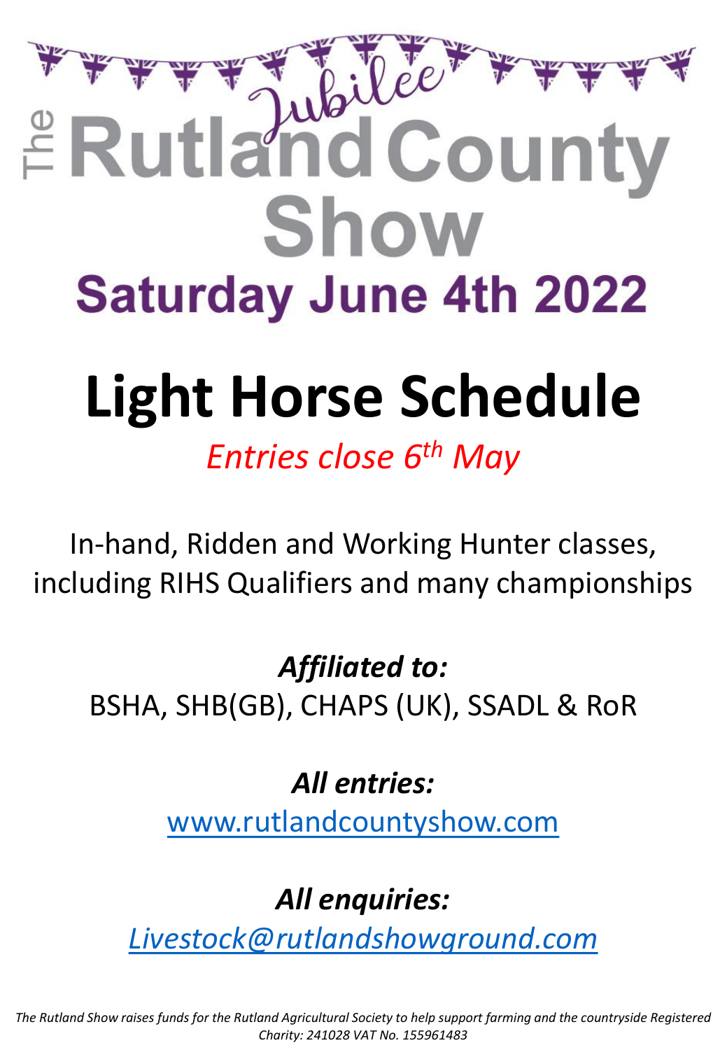# The Jubilee Rutland County Show

## Saturday June 4th 2022

# Light Horse Schedule

*Entries close 6th May*

In-hand, Ridden and Working Hunter classes, including RIHS Qualifiers and many championships

***Affiliated to:***

BSHA, SHB(GB), CHAPS (UK), SSADL & RoR

***All entries:***

www.rutlandcountyshow.com

***All enquiries:***

*Livestock@rutlandshowground.com*

*The Rutland Show raises funds for the Rutland Agricultural Society to help support farming and the countryside Registered Charity: 241028 VAT No. 155961483*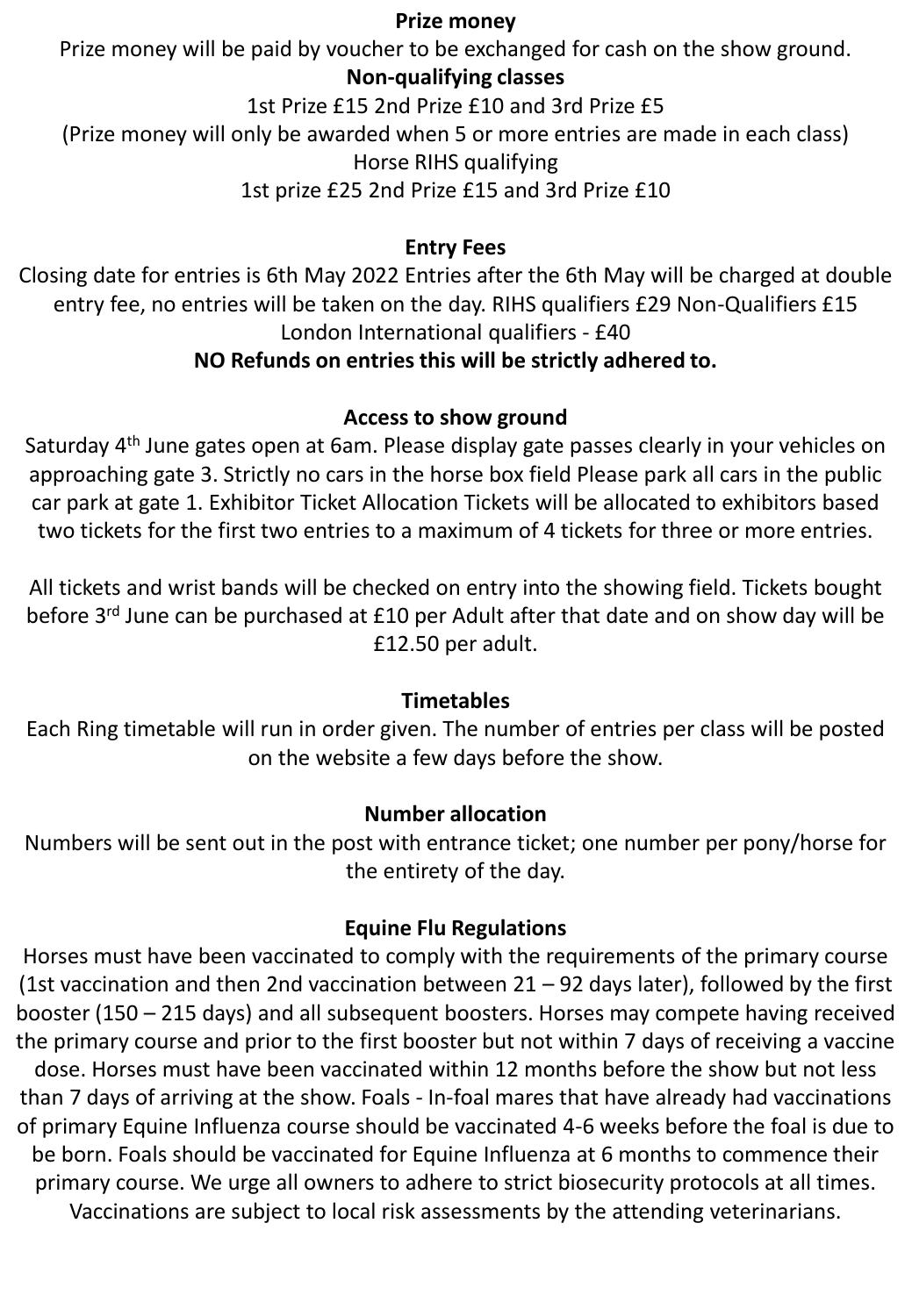## Prize money

Prize money will be paid by voucher to be exchanged for cash on the show ground.

**Non-qualifying classes**

1st Prize £15 2nd Prize £10 and 3rd Prize £5

(Prize money will only be awarded when 5 or more entries are made in each class)

Horse RIHS qualifying

1st prize £25 2nd Prize £15 and 3rd Prize £10

## Entry Fees

Closing date for entries is 6th May 2022 Entries after the 6th May will be charged at double entry fee, no entries will be taken on the day. RIHS qualifiers £29 Non-Qualifiers £15 London International qualifiers - £40

**NO Refunds on entries this will be strictly adhered to.**

## Access to show ground

Saturday 4th June gates open at 6am. Please display gate passes clearly in your vehicles on approaching gate 3. Strictly no cars in the horse box field Please park all cars in the public car park at gate 1. Exhibitor Ticket Allocation Tickets will be allocated to exhibitors based two tickets for the first two entries to a maximum of 4 tickets for three or more entries.

All tickets and wrist bands will be checked on entry into the showing field. Tickets bought before 3rd June can be purchased at £10 per Adult after that date and on show day will be £12.50 per adult.

## Timetables

Each Ring timetable will run in order given. The number of entries per class will be posted on the website a few days before the show.

## Number allocation

Numbers will be sent out in the post with entrance ticket; one number per pony/horse for the entirety of the day.

## Equine Flu Regulations

Horses must have been vaccinated to comply with the requirements of the primary course (1st vaccination and then 2nd vaccination between 21 – 92 days later), followed by the first booster (150 – 215 days) and all subsequent boosters. Horses may compete having received the primary course and prior to the first booster but not within 7 days of receiving a vaccine dose. Horses must have been vaccinated within 12 months before the show but not less than 7 days of arriving at the show. Foals - In-foal mares that have already had vaccinations of primary Equine Influenza course should be vaccinated 4-6 weeks before the foal is due to be born. Foals should be vaccinated for Equine Influenza at 6 months to commence their primary course. We urge all owners to adhere to strict biosecurity protocols at all times. Vaccinations are subject to local risk assessments by the attending veterinarians.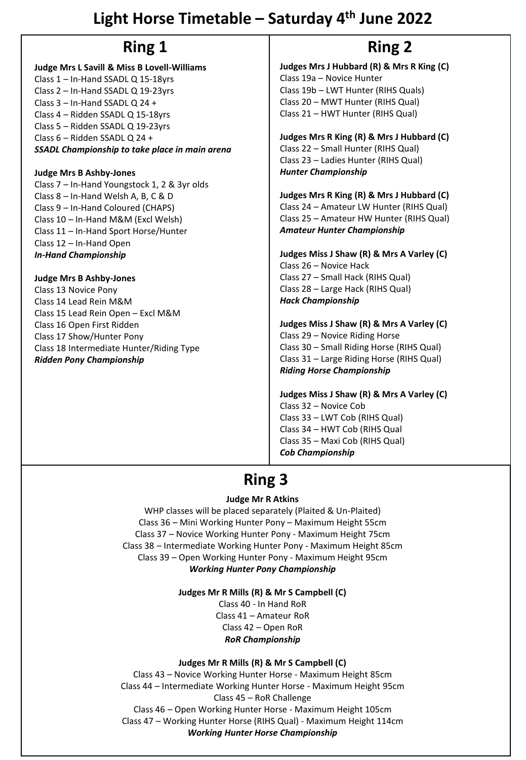# Light Horse Timetable – Saturday 4th June 2022

## Ring 1

**Judge Mrs L Savill & Miss B Lovell-Williams**
Class 1 – In-Hand SSADL Q 15-18yrs
Class 2 – In-Hand SSADL Q 19-23yrs
Class 3 – In-Hand SSADL Q 24 +
Class 4 – Ridden SSADL Q 15-18yrs
Class 5 – Ridden SSADL Q 19-23yrs
Class 6 – Ridden SSADL Q 24 +
***SSADL Championship to take place in main arena***

**Judge Mrs B Ashby-Jones**
Class 7 – In-Hand Youngstock 1, 2 & 3yr olds
Class 8 – In-Hand Welsh A, B, C & D
Class 9 – In-Hand Coloured (CHAPS)
Class 10 – In-Hand M&M (Excl Welsh)
Class 11 – In-Hand Sport Horse/Hunter
Class 12 – In-Hand Open
***In-Hand Championship***

**Judge Mrs B Ashby-Jones**
Class 13 Novice Pony
Class 14 Lead Rein M&M
Class 15 Lead Rein Open – Excl M&M
Class 16 Open First Ridden
Class 17 Show/Hunter Pony
Class 18 Intermediate Hunter/Riding Type
***Ridden Pony Championship***

## Ring 2

**Judges Mrs J Hubbard (R) & Mrs R King (C)**
Class 19a – Novice Hunter
Class 19b – LWT Hunter (RIHS Quals)
Class 20 – MWT Hunter (RIHS Qual)
Class 21 – HWT Hunter (RIHS Qual)

**Judges Mrs R King (R) & Mrs J Hubbard (C)**
Class 22 – Small Hunter (RIHS Qual)
Class 23 – Ladies Hunter (RIHS Qual)
***Hunter Championship***

**Judges Mrs R King (R) & Mrs J Hubbard (C)**
Class 24 – Amateur LW Hunter (RIHS Qual)
Class 25 – Amateur HW Hunter (RIHS Qual)
***Amateur Hunter Championship***

**Judges Miss J Shaw (R) & Mrs A Varley (C)**
Class 26 – Novice Hack
Class 27 – Small Hack (RIHS Qual)
Class 28 – Large Hack (RIHS Qual)
***Hack Championship***

**Judges Miss J Shaw (R) & Mrs A Varley (C)**
Class 29 – Novice Riding Horse
Class 30 – Small Riding Horse (RIHS Qual)
Class 31 – Large Riding Horse (RIHS Qual)
***Riding Horse Championship***

**Judges Miss J Shaw (R) & Mrs A Varley (C)**
Class 32 – Novice Cob
Class 33 – LWT Cob (RIHS Qual)
Class 34 – HWT Cob (RIHS Qual
Class 35 – Maxi Cob (RIHS Qual)
***Cob Championship***

## Ring 3

**Judge Mr R Atkins**
WHP classes will be placed separately (Plaited & Un-Plaited)
Class 36 – Mini Working Hunter Pony – Maximum Height 55cm
Class 37 – Novice Working Hunter Pony - Maximum Height 75cm
Class 38 – Intermediate Working Hunter Pony - Maximum Height 85cm
Class 39 – Open Working Hunter Pony - Maximum Height 95cm
***Working Hunter Pony Championship***

**Judges Mr R Mills (R) & Mr S Campbell (C)**
Class 40 - In Hand RoR
Class 41 – Amateur RoR
Class 42 – Open RoR
***RoR Championship***

**Judges Mr R Mills (R) & Mr S Campbell (C)**
Class 43 – Novice Working Hunter Horse - Maximum Height 85cm
Class 44 – Intermediate Working Hunter Horse - Maximum Height 95cm
Class 45 – RoR Challenge
Class 46 – Open Working Hunter Horse - Maximum Height 105cm
Class 47 – Working Hunter Horse (RIHS Qual) - Maximum Height 114cm
***Working Hunter Horse Championship***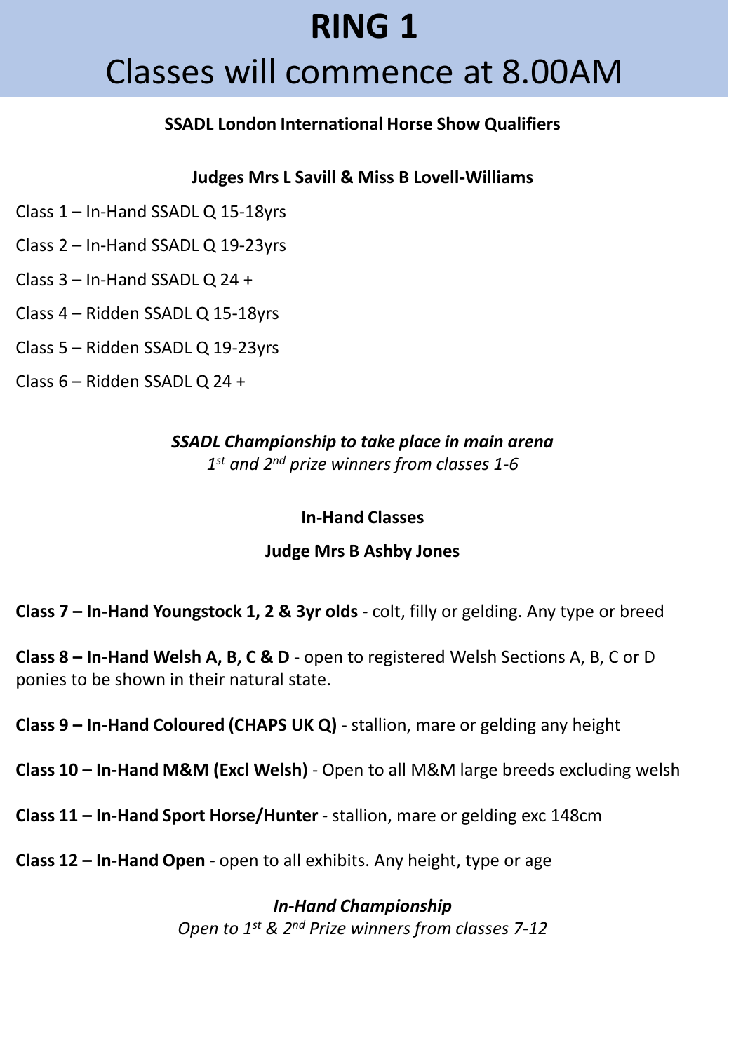# RING 1

## Classes will commence at 8.00AM

**SSADL London International Horse Show Qualifiers**

**Judges Mrs L Savill & Miss B Lovell-Williams**

Class 1 – In-Hand SSADL Q 15-18yrs

Class 2 – In-Hand SSADL Q 19-23yrs

Class 3 – In-Hand SSADL Q 24 +

Class 4 – Ridden SSADL Q 15-18yrs

Class 5 – Ridden SSADL Q 19-23yrs

Class 6 – Ridden SSADL Q 24 +

***SSADL Championship to take place in main arena***

*1st and 2nd prize winners from classes 1-6*

**In-Hand Classes**

**Judge Mrs B Ashby Jones**

**Class 7 – In-Hand Youngstock 1, 2 & 3yr olds** - colt, filly or gelding. Any type or breed

**Class 8 – In-Hand Welsh A, B, C & D** - open to registered Welsh Sections A, B, C or D ponies to be shown in their natural state.

**Class 9 – In-Hand Coloured (CHAPS UK Q)** - stallion, mare or gelding any height

**Class 10 – In-Hand M&M (Excl Welsh)** - Open to all M&M large breeds excluding welsh

**Class 11 – In-Hand Sport Horse/Hunter** - stallion, mare or gelding exc 148cm

**Class 12 – In-Hand Open** - open to all exhibits. Any height, type or age

***In-Hand Championship***

*Open to 1st & 2nd Prize winners from classes 7-12*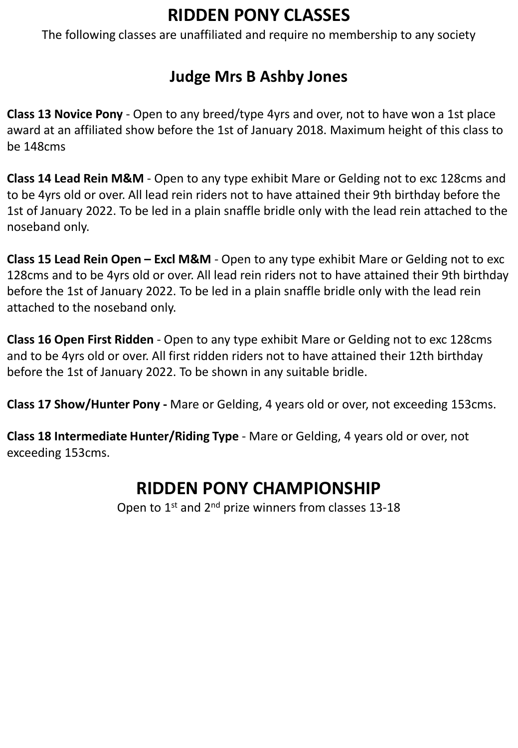# RIDDEN PONY CLASSES

The following classes are unaffiliated and require no membership to any society

## Judge Mrs B Ashby Jones

**Class 13 Novice Pony** - Open to any breed/type 4yrs and over, not to have won a 1st place award at an affiliated show before the 1st of January 2018. Maximum height of this class to be 148cms

**Class 14 Lead Rein M&M** - Open to any type exhibit Mare or Gelding not to exc 128cms and to be 4yrs old or over. All lead rein riders not to have attained their 9th birthday before the 1st of January 2022. To be led in a plain snaffle bridle only with the lead rein attached to the noseband only.

**Class 15 Lead Rein Open – Excl M&M** - Open to any type exhibit Mare or Gelding not to exc 128cms and to be 4yrs old or over. All lead rein riders not to have attained their 9th birthday before the 1st of January 2022. To be led in a plain snaffle bridle only with the lead rein attached to the noseband only.

**Class 16 Open First Ridden** - Open to any type exhibit Mare or Gelding not to exc 128cms and to be 4yrs old or over. All first ridden riders not to have attained their 12th birthday before the 1st of January 2022. To be shown in any suitable bridle.

**Class 17 Show/Hunter Pony -** Mare or Gelding, 4 years old or over, not exceeding 153cms.

**Class 18 Intermediate Hunter/Riding Type** - Mare or Gelding, 4 years old or over, not exceeding 153cms.

# RIDDEN PONY CHAMPIONSHIP

Open to 1st and 2nd prize winners from classes 13-18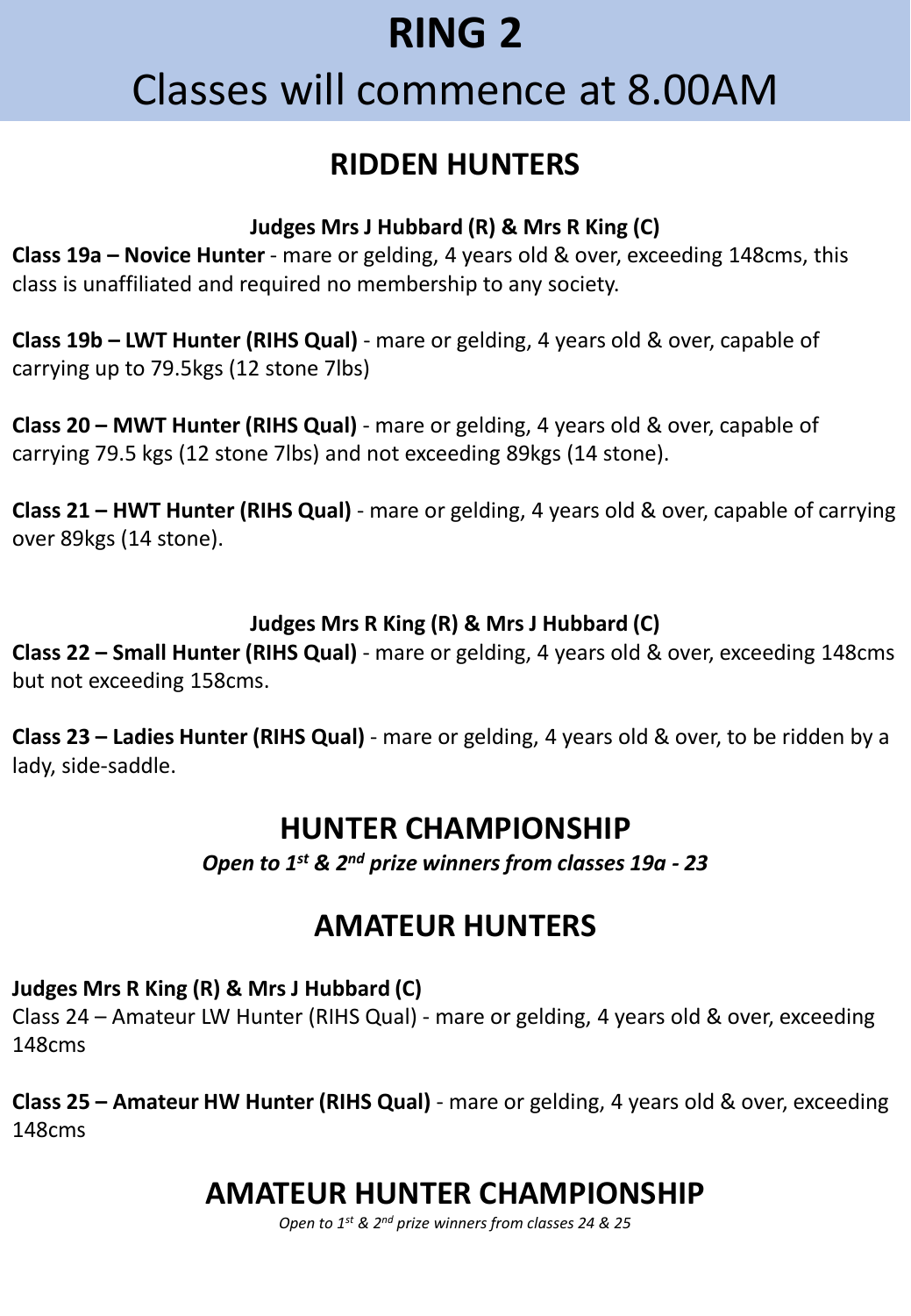# RING 2

# Classes will commence at 8.00AM

## RIDDEN HUNTERS

**Judges Mrs J Hubbard (R) & Mrs R King (C)**

**Class 19a – Novice Hunter** - mare or gelding, 4 years old & over, exceeding 148cms, this class is unaffiliated and required no membership to any society.

**Class 19b – LWT Hunter (RIHS Qual)** - mare or gelding, 4 years old & over, capable of carrying up to 79.5kgs (12 stone 7lbs)

**Class 20 – MWT Hunter (RIHS Qual)** - mare or gelding, 4 years old & over, capable of carrying 79.5 kgs (12 stone 7lbs) and not exceeding 89kgs (14 stone).

**Class 21 – HWT Hunter (RIHS Qual)** - mare or gelding, 4 years old & over, capable of carrying over 89kgs (14 stone).

**Judges Mrs R King (R) & Mrs J Hubbard (C)**

**Class 22 – Small Hunter (RIHS Qual)** - mare or gelding, 4 years old & over, exceeding 148cms but not exceeding 158cms.

**Class 23 – Ladies Hunter (RIHS Qual)** - mare or gelding, 4 years old & over, to be ridden by a lady, side-saddle.

## HUNTER CHAMPIONSHIP

***Open to 1st & 2nd prize winners from classes 19a - 23***

## AMATEUR HUNTERS

**Judges Mrs R King (R) & Mrs J Hubbard (C)**

Class 24 – Amateur LW Hunter (RIHS Qual) - mare or gelding, 4 years old & over, exceeding 148cms

**Class 25 – Amateur HW Hunter (RIHS Qual)** - mare or gelding, 4 years old & over, exceeding 148cms

## AMATEUR HUNTER CHAMPIONSHIP

*Open to 1st & 2nd prize winners from classes 24 & 25*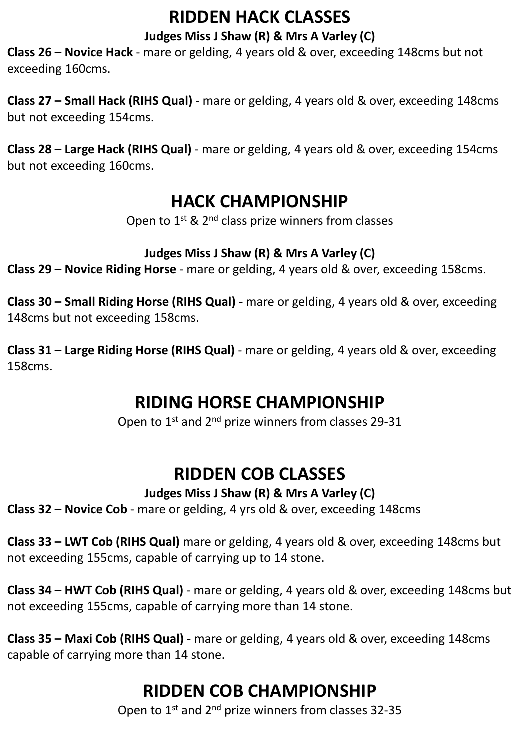# RIDDEN HACK CLASSES

**Judges Miss J Shaw (R) & Mrs A Varley (C)**

**Class 26 – Novice Hack** - mare or gelding, 4 years old & over, exceeding 148cms but not exceeding 160cms.

**Class 27 – Small Hack (RIHS Qual)** - mare or gelding, 4 years old & over, exceeding 148cms but not exceeding 154cms.

**Class 28 – Large Hack (RIHS Qual)** - mare or gelding, 4 years old & over, exceeding 154cms but not exceeding 160cms.

# HACK CHAMPIONSHIP

Open to 1st & 2nd class prize winners from classes

**Judges Miss J Shaw (R) & Mrs A Varley (C)**

**Class 29 – Novice Riding Horse** - mare or gelding, 4 years old & over, exceeding 158cms.

**Class 30 – Small Riding Horse (RIHS Qual) -** mare or gelding, 4 years old & over, exceeding 148cms but not exceeding 158cms.

**Class 31 – Large Riding Horse (RIHS Qual)** - mare or gelding, 4 years old & over, exceeding 158cms.

# RIDING HORSE CHAMPIONSHIP

Open to 1st and 2nd prize winners from classes 29-31

# RIDDEN COB CLASSES

**Judges Miss J Shaw (R) & Mrs A Varley (C)**

**Class 32 – Novice Cob** - mare or gelding, 4 yrs old & over, exceeding 148cms

**Class 33 – LWT Cob (RIHS Qual)** mare or gelding, 4 years old & over, exceeding 148cms but not exceeding 155cms, capable of carrying up to 14 stone.

**Class 34 – HWT Cob (RIHS Qual)** - mare or gelding, 4 years old & over, exceeding 148cms but not exceeding 155cms, capable of carrying more than 14 stone.

**Class 35 – Maxi Cob (RIHS Qual)** - mare or gelding, 4 years old & over, exceeding 148cms capable of carrying more than 14 stone.

# RIDDEN COB CHAMPIONSHIP

Open to 1st and 2nd prize winners from classes 32-35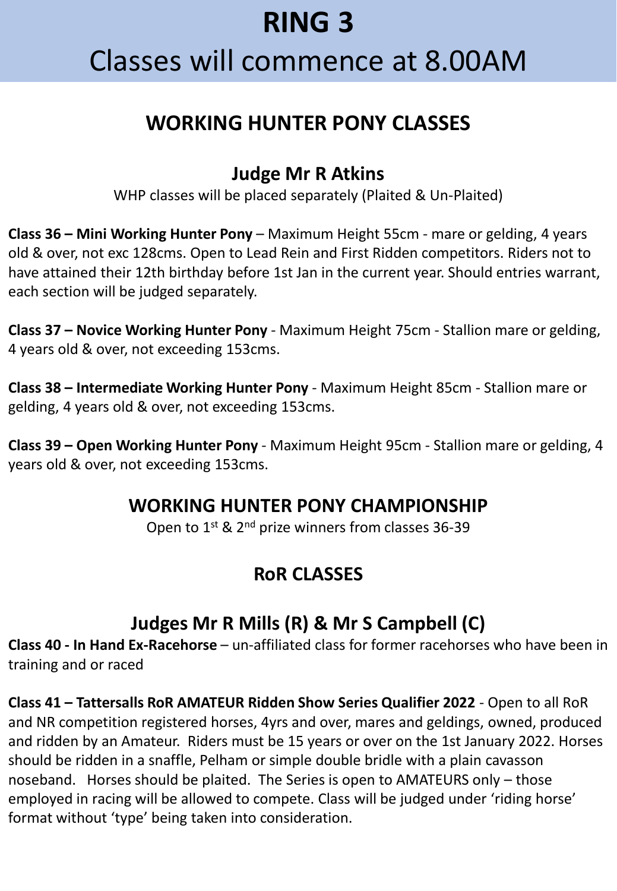# RING 3

## Classes will commence at 8.00AM

## WORKING HUNTER PONY CLASSES

### Judge Mr R Atkins

WHP classes will be placed separately (Plaited & Un-Plaited)

**Class 36 – Mini Working Hunter Pony** – Maximum Height 55cm - mare or gelding, 4 years old & over, not exc 128cms. Open to Lead Rein and First Ridden competitors. Riders not to have attained their 12th birthday before 1st Jan in the current year. Should entries warrant, each section will be judged separately.

**Class 37 – Novice Working Hunter Pony** - Maximum Height 75cm - Stallion mare or gelding, 4 years old & over, not exceeding 153cms.

**Class 38 – Intermediate Working Hunter Pony** - Maximum Height 85cm - Stallion mare or gelding, 4 years old & over, not exceeding 153cms.

**Class 39 – Open Working Hunter Pony** - Maximum Height 95cm - Stallion mare or gelding, 4 years old & over, not exceeding 153cms.

### WORKING HUNTER PONY CHAMPIONSHIP

Open to 1st & 2nd prize winners from classes 36-39

## RoR CLASSES

### Judges Mr R Mills (R) & Mr S Campbell (C)

**Class 40 - In Hand Ex-Racehorse** – un-affiliated class for former racehorses who have been in training and or raced

**Class 41 – Tattersalls RoR AMATEUR Ridden Show Series Qualifier 2022** - Open to all RoR and NR competition registered horses, 4yrs and over, mares and geldings, owned, produced and ridden by an Amateur. Riders must be 15 years or over on the 1st January 2022. Horses should be ridden in a snaffle, Pelham or simple double bridle with a plain cavasson noseband. Horses should be plaited. The Series is open to AMATEURS only – those employed in racing will be allowed to compete. Class will be judged under 'riding horse' format without 'type' being taken into consideration.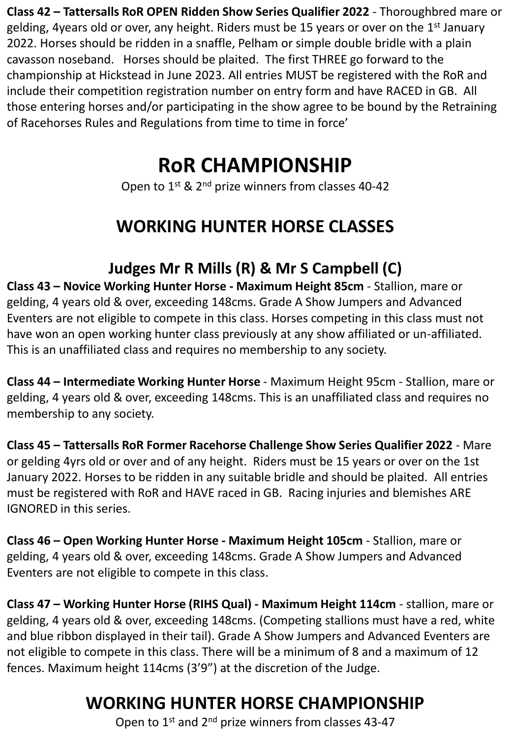**Class 42 – Tattersalls RoR OPEN Ridden Show Series Qualifier 2022** - Thoroughbred mare or gelding, 4years old or over, any height. Riders must be 15 years or over on the 1st January 2022. Horses should be ridden in a snaffle, Pelham or simple double bridle with a plain cavasson noseband. Horses should be plaited. The first THREE go forward to the championship at Hickstead in June 2023. All entries MUST be registered with the RoR and include their competition registration number on entry form and have RACED in GB. All those entering horses and/or participating in the show agree to be bound by the Retraining of Racehorses Rules and Regulations from time to time in force'

# RoR CHAMPIONSHIP

Open to 1st & 2nd prize winners from classes 40-42

## WORKING HUNTER HORSE CLASSES

### Judges Mr R Mills (R) & Mr S Campbell (C)

**Class 43 – Novice Working Hunter Horse - Maximum Height 85cm** - Stallion, mare or gelding, 4 years old & over, exceeding 148cms. Grade A Show Jumpers and Advanced Eventers are not eligible to compete in this class. Horses competing in this class must not have won an open working hunter class previously at any show affiliated or un-affiliated. This is an unaffiliated class and requires no membership to any society.

**Class 44 – Intermediate Working Hunter Horse** - Maximum Height 95cm - Stallion, mare or gelding, 4 years old & over, exceeding 148cms. This is an unaffiliated class and requires no membership to any society.

**Class 45 – Tattersalls RoR Former Racehorse Challenge Show Series Qualifier 2022** - Mare or gelding 4yrs old or over and of any height. Riders must be 15 years or over on the 1st January 2022. Horses to be ridden in any suitable bridle and should be plaited. All entries must be registered with RoR and HAVE raced in GB. Racing injuries and blemishes ARE IGNORED in this series.

**Class 46 – Open Working Hunter Horse - Maximum Height 105cm** - Stallion, mare or gelding, 4 years old & over, exceeding 148cms. Grade A Show Jumpers and Advanced Eventers are not eligible to compete in this class.

**Class 47 – Working Hunter Horse (RIHS Qual) - Maximum Height 114cm** - stallion, mare or gelding, 4 years old & over, exceeding 148cms. (Competing stallions must have a red, white and blue ribbon displayed in their tail). Grade A Show Jumpers and Advanced Eventers are not eligible to compete in this class. There will be a minimum of 8 and a maximum of 12 fences. Maximum height 114cms (3'9") at the discretion of the Judge.

## WORKING HUNTER HORSE CHAMPIONSHIP

Open to 1st and 2nd prize winners from classes 43-47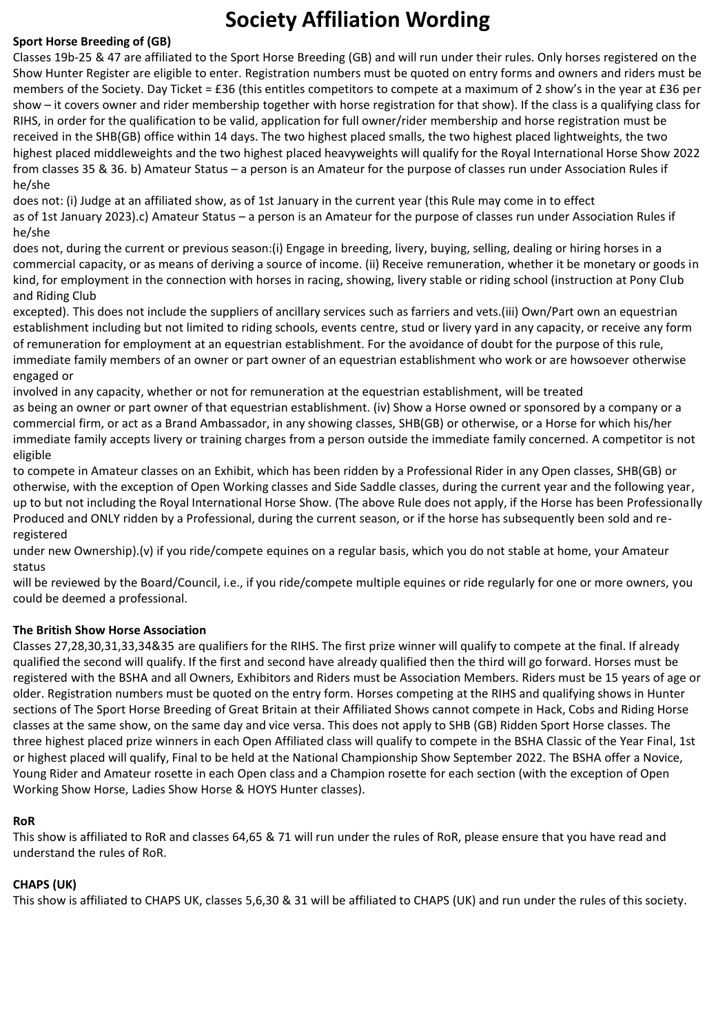# Society Affiliation Wording

**Sport Horse Breeding of (GB)**

Classes 19b-25 & 47 are affiliated to the Sport Horse Breeding (GB) and will run under their rules. Only horses registered on the Show Hunter Register are eligible to enter. Registration numbers must be quoted on entry forms and owners and riders must be members of the Society. Day Ticket = £36 (this entitles competitors to compete at a maximum of 2 show's in the year at £36 per show – it covers owner and rider membership together with horse registration for that show). If the class is a qualifying class for RIHS, in order for the qualification to be valid, application for full owner/rider membership and horse registration must be received in the SHB(GB) office within 14 days. The two highest placed smalls, the two highest placed lightweights, the two highest placed middleweights and the two highest placed heavyweights will qualify for the Royal International Horse Show 2022 from classes 35 & 36. b) Amateur Status – a person is an Amateur for the purpose of classes run under Association Rules if he/she
does not: (i) Judge at an affiliated show, as of 1st January in the current year (this Rule may come in to effect
as of 1st January 2023).c) Amateur Status – a person is an Amateur for the purpose of classes run under Association Rules if he/she
does not, during the current or previous season:(i) Engage in breeding, livery, buying, selling, dealing or hiring horses in a commercial capacity, or as means of deriving a source of income. (ii) Receive remuneration, whether it be monetary or goods in kind, for employment in the connection with horses in racing, showing, livery stable or riding school (instruction at Pony Club and Riding Club
excepted). This does not include the suppliers of ancillary services such as farriers and vets.(iii) Own/Part own an equestrian establishment including but not limited to riding schools, events centre, stud or livery yard in any capacity, or receive any form of remuneration for employment at an equestrian establishment. For the avoidance of doubt for the purpose of this rule, immediate family members of an owner or part owner of an equestrian establishment who work or are howsoever otherwise engaged or
involved in any capacity, whether or not for remuneration at the equestrian establishment, will be treated
as being an owner or part owner of that equestrian establishment. (iv) Show a Horse owned or sponsored by a company or a commercial firm, or act as a Brand Ambassador, in any showing classes, SHB(GB) or otherwise, or a Horse for which his/her immediate family accepts livery or training charges from a person outside the immediate family concerned. A competitor is not eligible
to compete in Amateur classes on an Exhibit, which has been ridden by a Professional Rider in any Open classes, SHB(GB) or otherwise, with the exception of Open Working classes and Side Saddle classes, during the current year and the following year, up to but not including the Royal International Horse Show. (The above Rule does not apply, if the Horse has been Professionally Produced and ONLY ridden by a Professional, during the current season, or if the horse has subsequently been sold and re-registered
under new Ownership).(v) if you ride/compete equines on a regular basis, which you do not stable at home, your Amateur status
will be reviewed by the Board/Council, i.e., if you ride/compete multiple equines or ride regularly for one or more owners, you could be deemed a professional.

**The British Show Horse Association**

Classes 27,28,30,31,33,34&35 are qualifiers for the RIHS. The first prize winner will qualify to compete at the final. If already qualified the second will qualify. If the first and second have already qualified then the third will go forward. Horses must be registered with the BSHA and all Owners, Exhibitors and Riders must be Association Members. Riders must be 15 years of age or older. Registration numbers must be quoted on the entry form. Horses competing at the RIHS and qualifying shows in Hunter sections of The Sport Horse Breeding of Great Britain at their Affiliated Shows cannot compete in Hack, Cobs and Riding Horse classes at the same show, on the same day and vice versa. This does not apply to SHB (GB) Ridden Sport Horse classes. The three highest placed prize winners in each Open Affiliated class will qualify to compete in the BSHA Classic of the Year Final, 1st or highest placed will qualify, Final to be held at the National Championship Show September 2022. The BSHA offer a Novice, Young Rider and Amateur rosette in each Open class and a Champion rosette for each section (with the exception of Open Working Show Horse, Ladies Show Horse & HOYS Hunter classes).

**RoR**

This show is affiliated to RoR and classes 64,65 & 71 will run under the rules of RoR, please ensure that you have read and understand the rules of RoR.

**CHAPS (UK)**

This show is affiliated to CHAPS UK, classes 5,6,30 & 31 will be affiliated to CHAPS (UK) and run under the rules of this society.